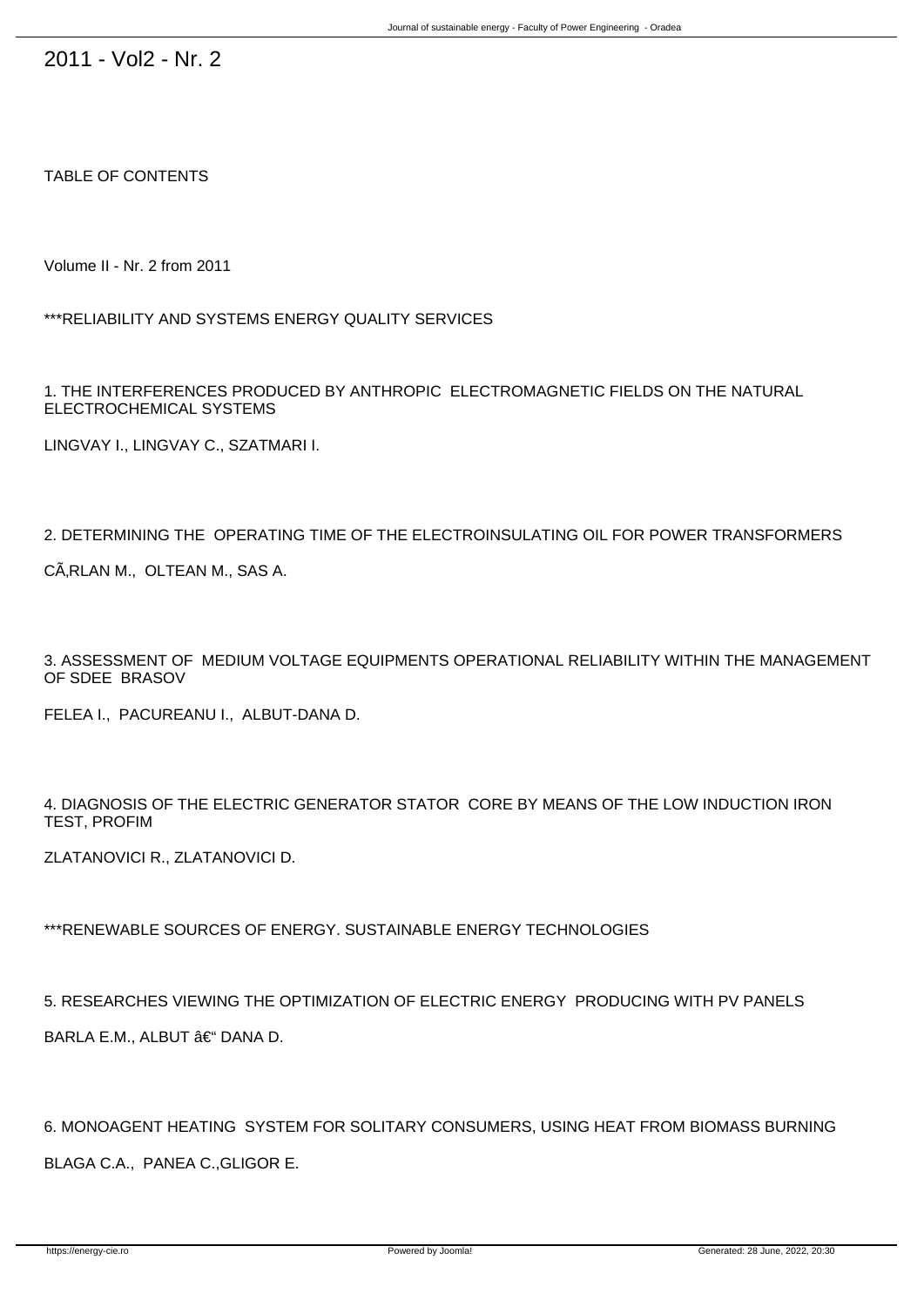# 2011 - Vol2 - Nr. 2

TABLE OF CONTENTS

Volume II - Nr. 2 from 2011

***RELIABILITY AND SYSTEMS ENERGY QUALITY SERVICES

1. THE INTERFERENCES PRODUCED BY ANTHROPIC ELECTROMAGNETIC FIELDS ON THE NATURAL ELECTROCHEMICAL SYSTEMS

LINGVAY I., LINGVAY C., SZATMARI I.

2. DETERMINING THE OPERATING TIME OF THE ELECTROINSULATING OIL FOR POWER TRANSFORMERS

CÃ‚RLAN M., OLTEAN M., SAS A.

3. ASSESSMENT OF MEDIUM VOLTAGE EQUIPMENTS OPERATIONAL RELIABILITY WITHIN THE MANAGEMENT OF SDEE BRASOV

FELEA I., PACUREANU I., ALBUT-DANA D.

4. DIAGNOSIS OF THE ELECTRIC GENERATOR STATOR CORE BY MEANS OF THE LOW INDUCTION IRON TEST, PROFIM

ZLATANOVICI R., ZLATANOVICI D.

***RENEWABLE SOURCES OF ENERGY. SUSTAINABLE ENERGY TECHNOLOGIES

5. RESEARCHES VIEWING THE OPTIMIZATION OF ELECTRIC ENERGY PRODUCING WITH PV PANELS

BARLA E.M., ALBUT â€“ DANA D.

6. MONOAGENT HEATING SYSTEM FOR SOLITARY CONSUMERS, USING HEAT FROM BIOMASS BURNING

BLAGA C.A., PANEA C.,GLIGOR E.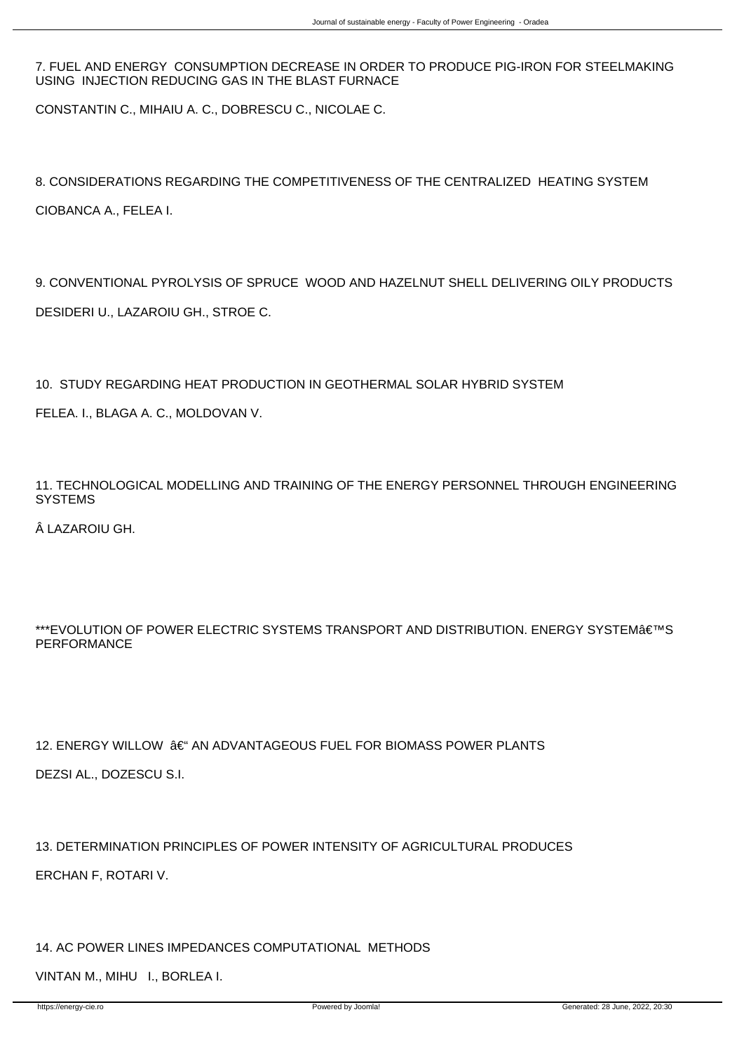7. FUEL AND ENERGY CONSUMPTION DECREASE IN ORDER TO PRODUCE PIG-IRON FOR STEELMAKING USING INJECTION REDUCING GAS IN THE BLAST FURNACE

CONSTANTIN C., MIHAIU A. C., DOBRESCU C., NICOLAE C.

8. CONSIDERATIONS REGARDING THE COMPETITIVENESS OF THE CENTRALIZED HEATING SYSTEM

CIOBANCA A., FELEA I.

9. CONVENTIONAL PYROLYSIS OF SPRUCE WOOD AND HAZELNUT SHELL DELIVERING OILY PRODUCTS

DESIDERI U., LAZAROIU GH., STROE C.

10. STUDY REGARDING HEAT PRODUCTION IN GEOTHERMAL SOLAR HYBRID SYSTEM

FELEA. I., BLAGA A. C., MOLDOVAN V.

11. TECHNOLOGICAL MODELLING AND TRAINING OF THE ENERGY PERSONNEL THROUGH ENGINEERING SYSTEMS

Â LAZAROIU GH.

***EVOLUTION OF POWER ELECTRIC SYSTEMS TRANSPORT AND DISTRIBUTION. ENERGY SYSTEMâ€™S PERFORMANCE

12. ENERGY WILLOW â€“ AN ADVANTAGEOUS FUEL FOR BIOMASS POWER PLANTS

DEZSI AL., DOZESCU S.I.

13. DETERMINATION PRINCIPLES OF POWER INTENSITY OF AGRICULTURAL PRODUCES

ERCHAN F, ROTARI V.

14. AC POWER LINES IMPEDANCES COMPUTATIONAL METHODS

VINTAN M., MIHU I., BORLEA I.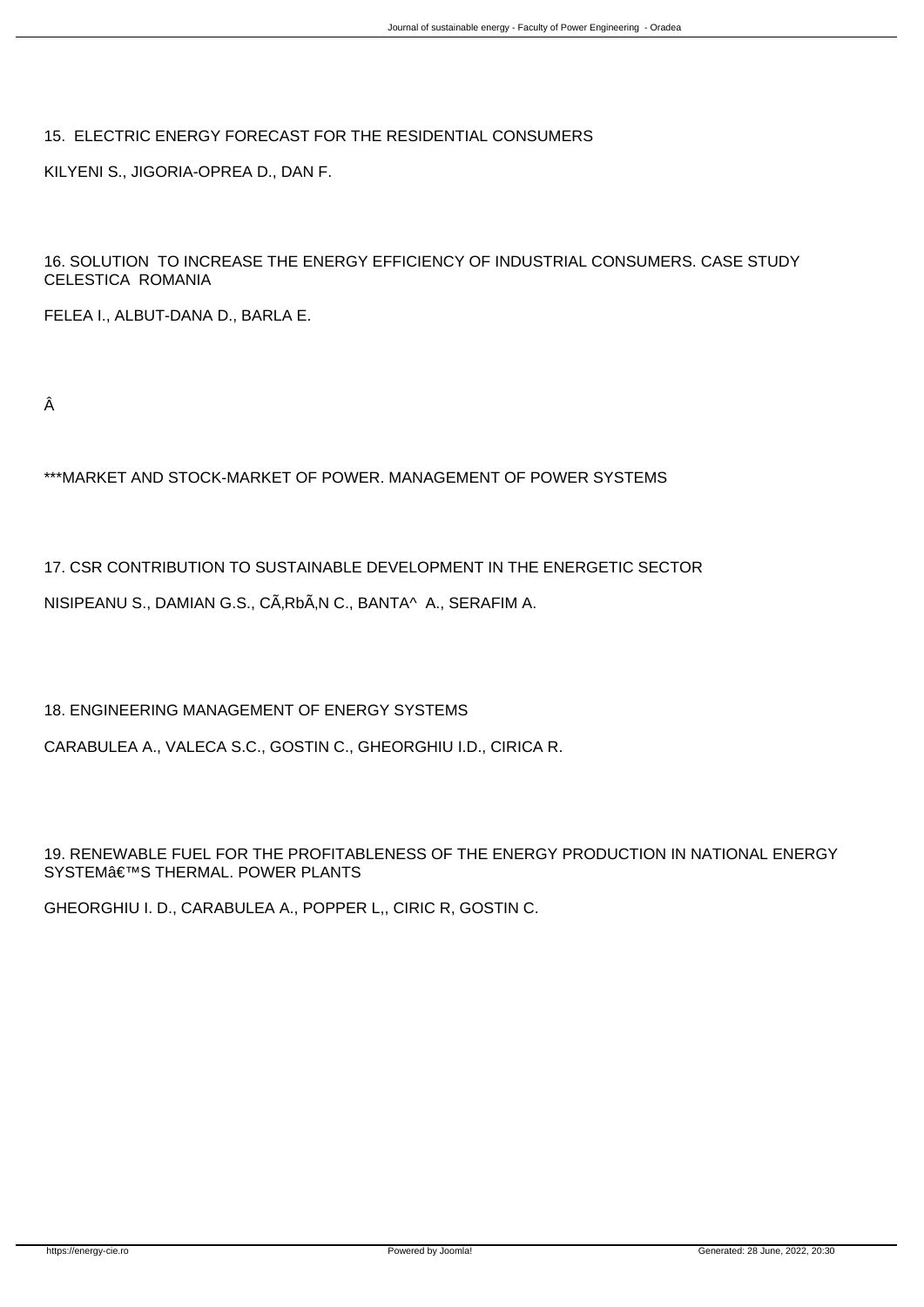15. ELECTRIC ENERGY FORECAST FOR THE RESIDENTIAL CONSUMERS

KILYENI S., JIGORIA-OPREA D., DAN F.

16. SOLUTION TO INCREASE THE ENERGY EFFICIENCY OF INDUSTRIAL CONSUMERS. CASE STUDY CELESTICA ROMANIA

FELEA I., ALBUT-DANA D., BARLA E.

Â

***MARKET AND STOCK-MARKET OF POWER. MANAGEMENT OF POWER SYSTEMS

17. CSR CONTRIBUTION TO SUSTAINABLE DEVELOPMENT IN THE ENERGETIC SECTOR

NISIPEANU S., DAMIAN G.S., CÃ,RbÃ,N C., BANTA^ A., SERAFIM A.

18. ENGINEERING MANAGEMENT OF ENERGY SYSTEMS

CARABULEA A., VALECA S.C., GOSTIN C., GHEORGHIU I.D., CIRICA R.

19. RENEWABLE FUEL FOR THE PROFITABLENESS OF THE ENERGY PRODUCTION IN NATIONAL ENERGY SYSTEMâ€™S THERMAL. POWER PLANTS

GHEORGHIU I. D., CARABULEA A., POPPER L,, CIRIC R, GOSTIN C.